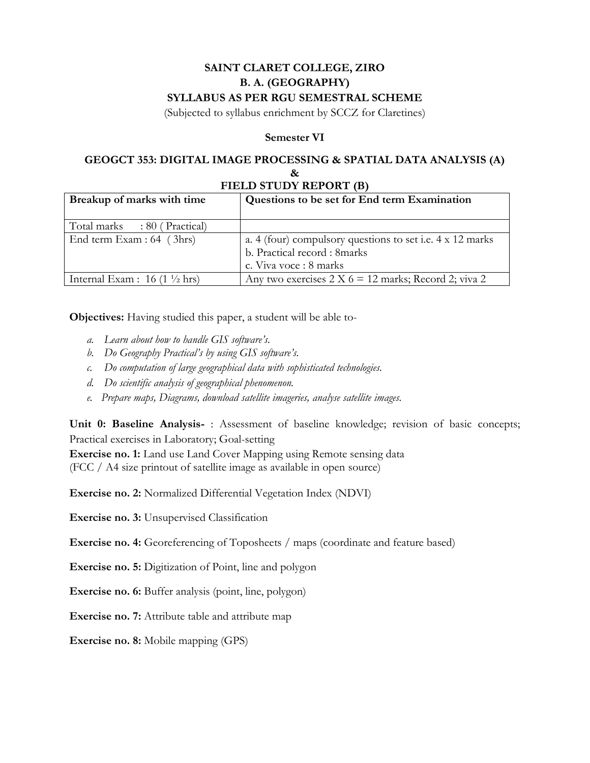**SAINT CLARET COLLEGE, ZIRO**

**B. A. (GEOGRAPHY)**

**SYLLABUS AS PER RGU SEMESTRAL SCHEME**

(Subjected to syllabus enrichment by SCCZ for Claretines)

**Semester VI**

**GEOGCT 353: DIGITAL IMAGE PROCESSING & SPATIAL DATA ANALYSIS (A)**

**&**

**FIELD STUDY REPORT (B)**

| **Breakup of marks with time** | **Questions to be set for End term Examination** |
|---|---|
| Total marks : 80 ( Practical) | |
| End term Exam : 64 ( 3hrs) | a. 4 (four) compulsory questions to set i.e. 4 x 12 marks<br>b. Practical record : 8marks<br>c. Viva voce : 8 marks |
| Internal Exam : 16 (1 ½ hrs) | Any two exercises 2 X 6 = 12 marks; Record 2; viva 2 |

**Objectives:** Having studied this paper, a student will be able to-

a. *Learn about how to handle GIS software's.*
b. *Do Geography Practical's by using GIS software's.*
c. *Do computation of large geographical data with sophisticated technologies.*
d. *Do scientific analysis of geographical phenomenon.*
e. *Prepare maps, Diagrams, download satellite imageries, analyse satellite images.*

**Unit 0: Baseline Analysis-** : Assessment of baseline knowledge; revision of basic concepts; Practical exercises in Laboratory; Goal-setting

**Exercise no. 1:** Land use Land Cover Mapping using Remote sensing data
(FCC / A4 size printout of satellite image as available in open source)

**Exercise no. 2:** Normalized Differential Vegetation Index (NDVI)

**Exercise no. 3:** Unsupervised Classification

**Exercise no. 4:** Georeferencing of Toposheets / maps (coordinate and feature based)

**Exercise no. 5:** Digitization of Point, line and polygon

**Exercise no. 6:** Buffer analysis (point, line, polygon)

**Exercise no. 7:** Attribute table and attribute map

**Exercise no. 8:** Mobile mapping (GPS)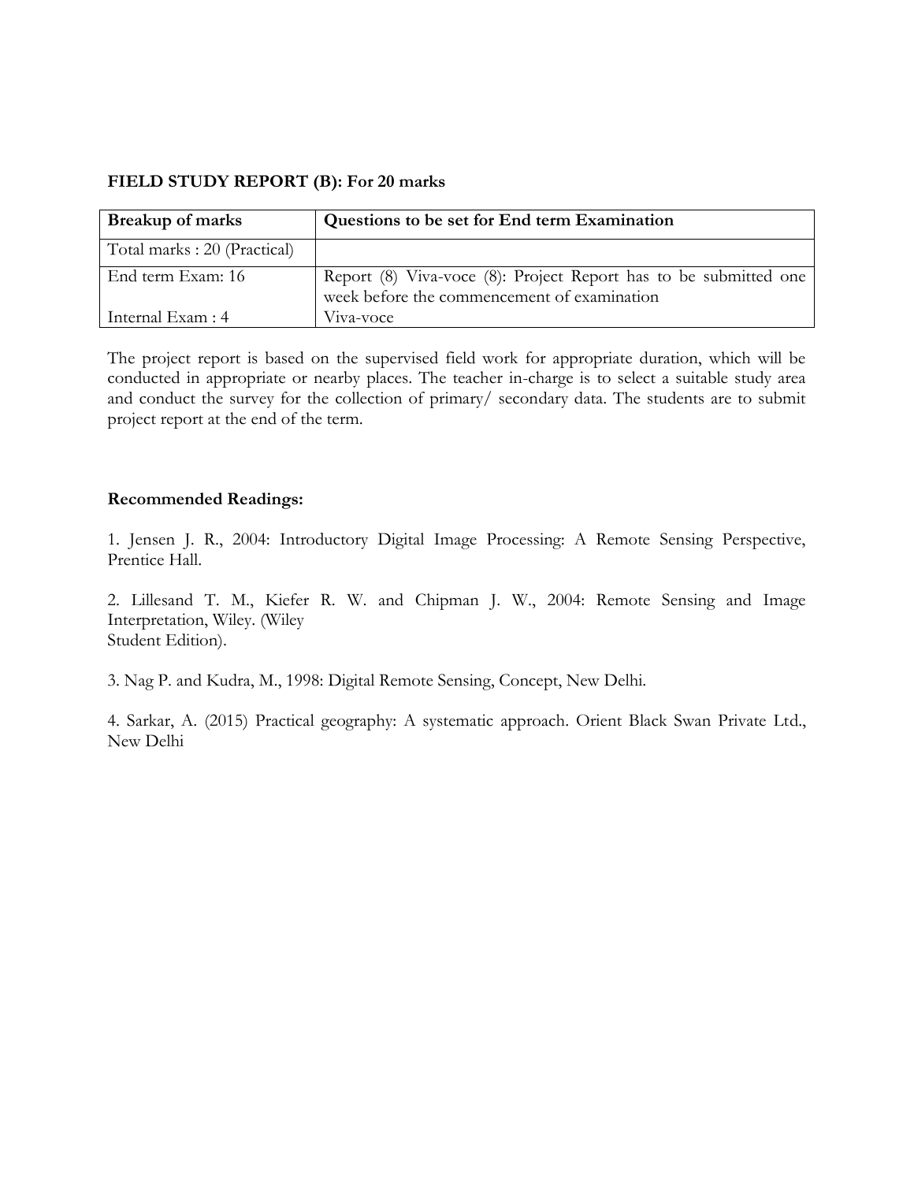**FIELD STUDY REPORT (B): For 20 marks**

| Breakup of marks | Questions to be set for End term Examination |
|---|---|
| Total marks : 20 (Practical) | |
| End term Exam: 16 | Report (8) Viva-voce (8): Project Report has to be submitted one week before the commencement of examination |
| Internal Exam : 4 | Viva-voce |

The project report is based on the supervised field work for appropriate duration, which will be conducted in appropriate or nearby places. The teacher in-charge is to select a suitable study area and conduct the survey for the collection of primary/ secondary data. The students are to submit project report at the end of the term.

**Recommended Readings:**

1. Jensen J. R., 2004: Introductory Digital Image Processing: A Remote Sensing Perspective, Prentice Hall.

2. Lillesand T. M., Kiefer R. W. and Chipman J. W., 2004: Remote Sensing and Image Interpretation, Wiley. (Wiley Student Edition).

3. Nag P. and Kudra, M., 1998: Digital Remote Sensing, Concept, New Delhi.

4. Sarkar, A. (2015) Practical geography: A systematic approach. Orient Black Swan Private Ltd., New Delhi